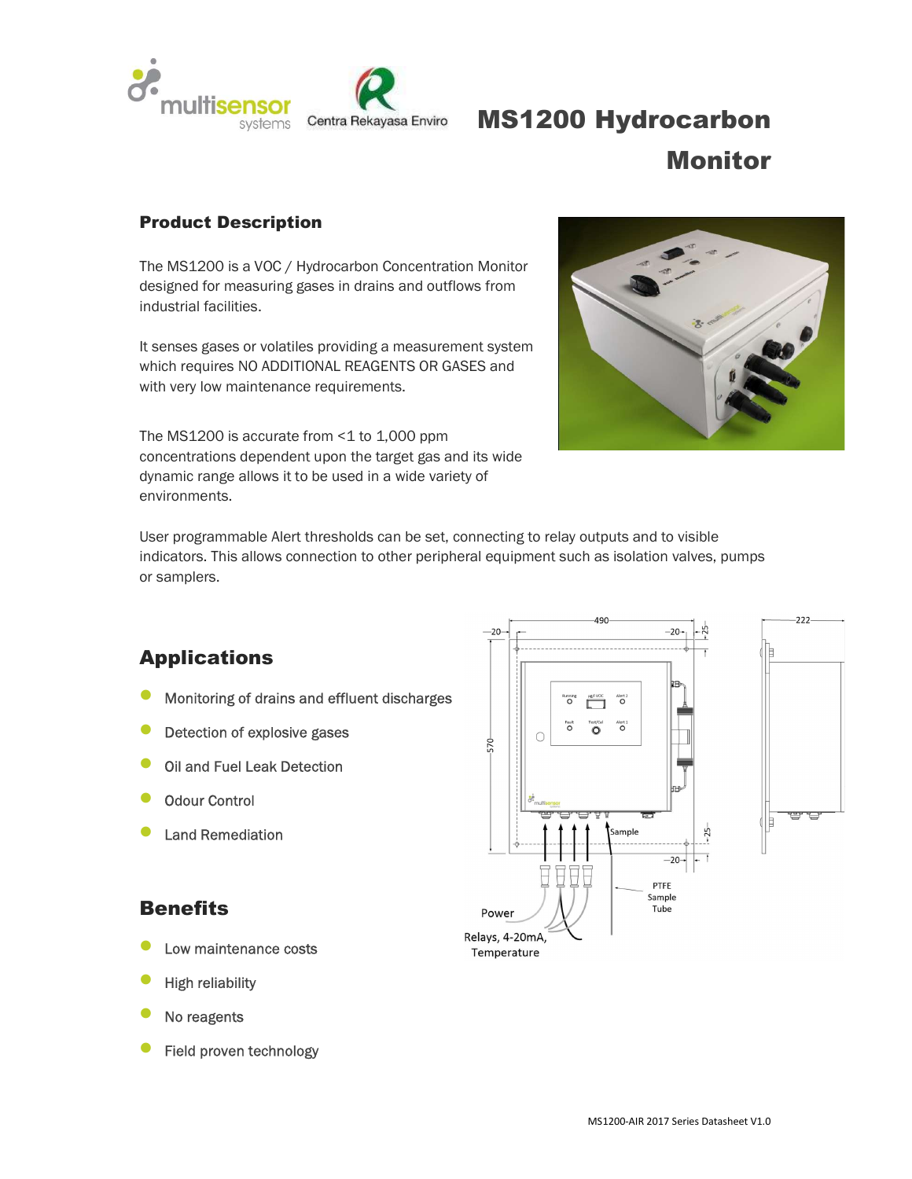# MS1200 Hydrocarbon Monitor

## Product Description

The MS1200 is a VOC / Hydrocarbon Concentration Monitor designed for measuring gases in drains and outflows from industrial facilities.

It senses gases or volatiles providing a measurement system which requires NO ADDITIONAL REAGENTS OR GASES and with very low maintenance requirements.

The MS1200 is accurate from <1 to 1,000 ppm concentrations dependent upon the target gas and its wide dynamic range allows it to be used in a wide variety of environments.

User programmable Alert thresholds can be set, connecting to relay outputs and to visible indicators. This allows connection to other peripheral equipment such as isolation valves, pumps or samplers.

## Applications

- Monitoring of drains and effluent discharges
- Detection of explosive gases
- Oil and Fuel Leak Detection
- Odour Control
- Land Remediation

## Benefits

- Low maintenance costs
- High reliability
- No reagents
- Field proven technology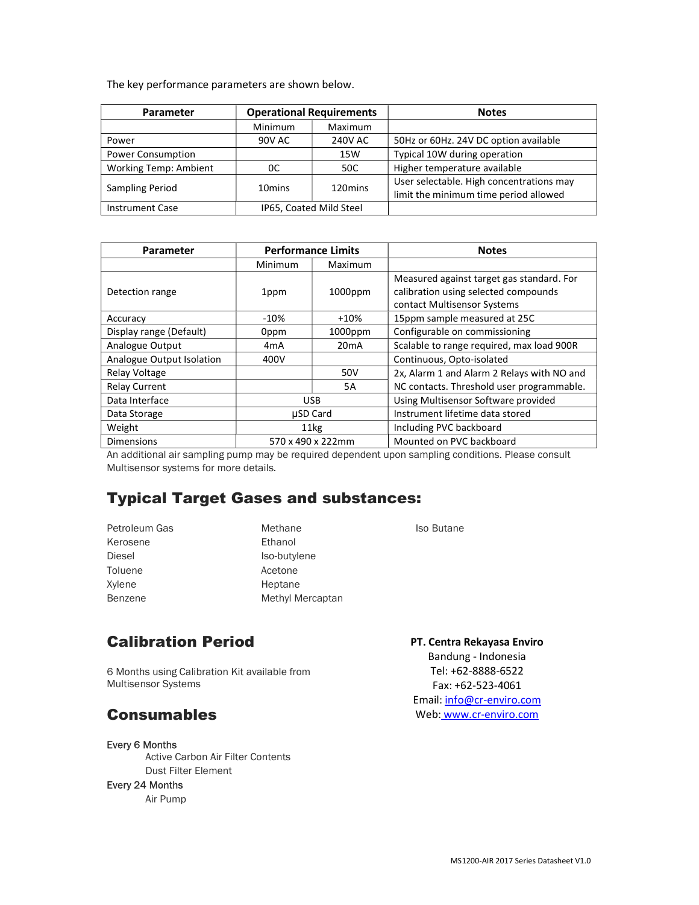The key performance parameters are shown below.

| Parameter | Operational Requirements | | Notes |
|---|---|---|---|
| | Minimum | Maximum | |
| Power | 90V AC | 240V AC | 50Hz or 60Hz. 24V DC option available |
| Power Consumption | | 15W | Typical 10W during operation |
| Working Temp: Ambient | 0C | 50C | Higher temperature available |
| Sampling Period | 10mins | 120mins | User selectable. High concentrations may limit the minimum time period allowed |
| Instrument Case | IP65, Coated Mild Steel | | |

| Parameter | Performance Limits | | Notes |
|---|---|---|---|
| | Minimum | Maximum | |
| Detection range | 1ppm | 1000ppm | Measured against target gas standard. For calibration using selected compounds contact Multisensor Systems |
| Accuracy | -10% | +10% | 15ppm sample measured at 25C |
| Display range (Default) | 0ppm | 1000ppm | Configurable on commissioning |
| Analogue Output | 4mA | 20mA | Scalable to range required, max load 900R |
| Analogue Output Isolation | 400V | | Continuous, Opto-isolated |
| Relay Voltage | | 50V | 2x, Alarm 1 and Alarm 2 Relays with NO and |
| Relay Current | | 5A | NC contacts. Threshold user programmable. |
| Data Interface | USB | | Using Multisensor Software provided |
| Data Storage | µSD Card | | Instrument lifetime data stored |
| Weight | 11kg | | Including PVC backboard |
| Dimensions | 570 x 490 x 222mm | | Mounted on PVC backboard |

An additional air sampling pump may be required dependent upon sampling conditions. Please consult Multisensor systems for more details.

## Typical Target Gases and substances:

- Petroleum Gas
- Kerosene
- Diesel
- Toluene
- Xylene
- Benzene
- Methane
- Ethanol
- Iso-butylene
- Acetone
- Heptane
- Methyl Mercaptan
- Iso Butane

## Calibration Period

6 Months using Calibration Kit available from Multisensor Systems

## Consumables

Every 6 Months
- Active Carbon Air Filter Contents
- Dust Filter Element

Every 24 Months
- Air Pump

**PT. Centra Rekayasa Enviro**
Bandung - Indonesia
Tel: +62-8888-6522
Fax: +62-523-4061
Email: info@cr-enviro.com
Web: www.cr-enviro.com

MS1200-AIR 2017 Series Datasheet V1.0